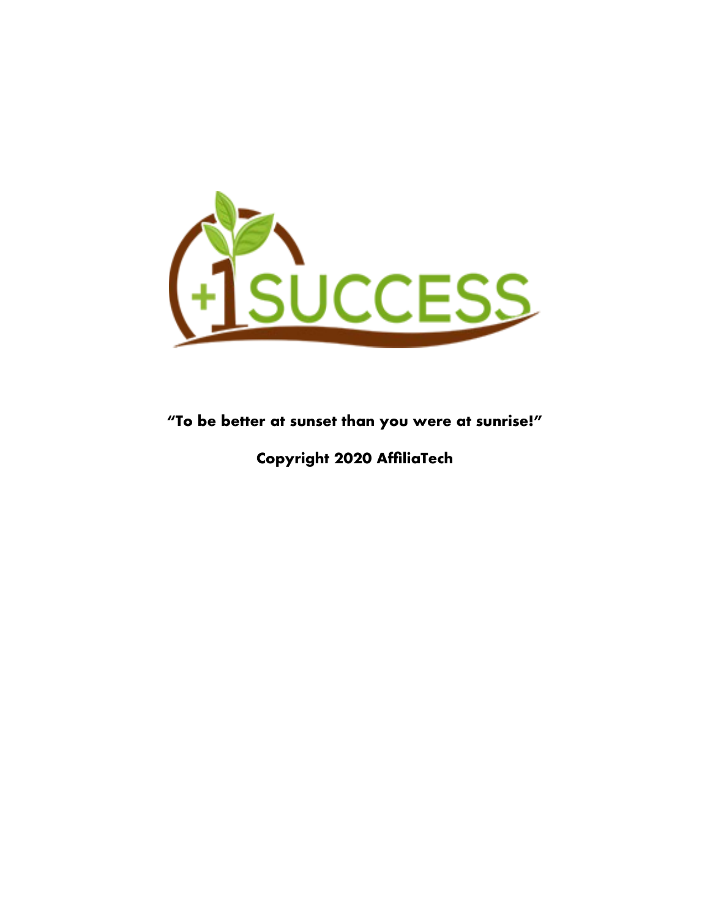+1 SUCCESS

**"To be better at sunset than you were at sunrise!"**

**Copyright 2020 AffiliaTech**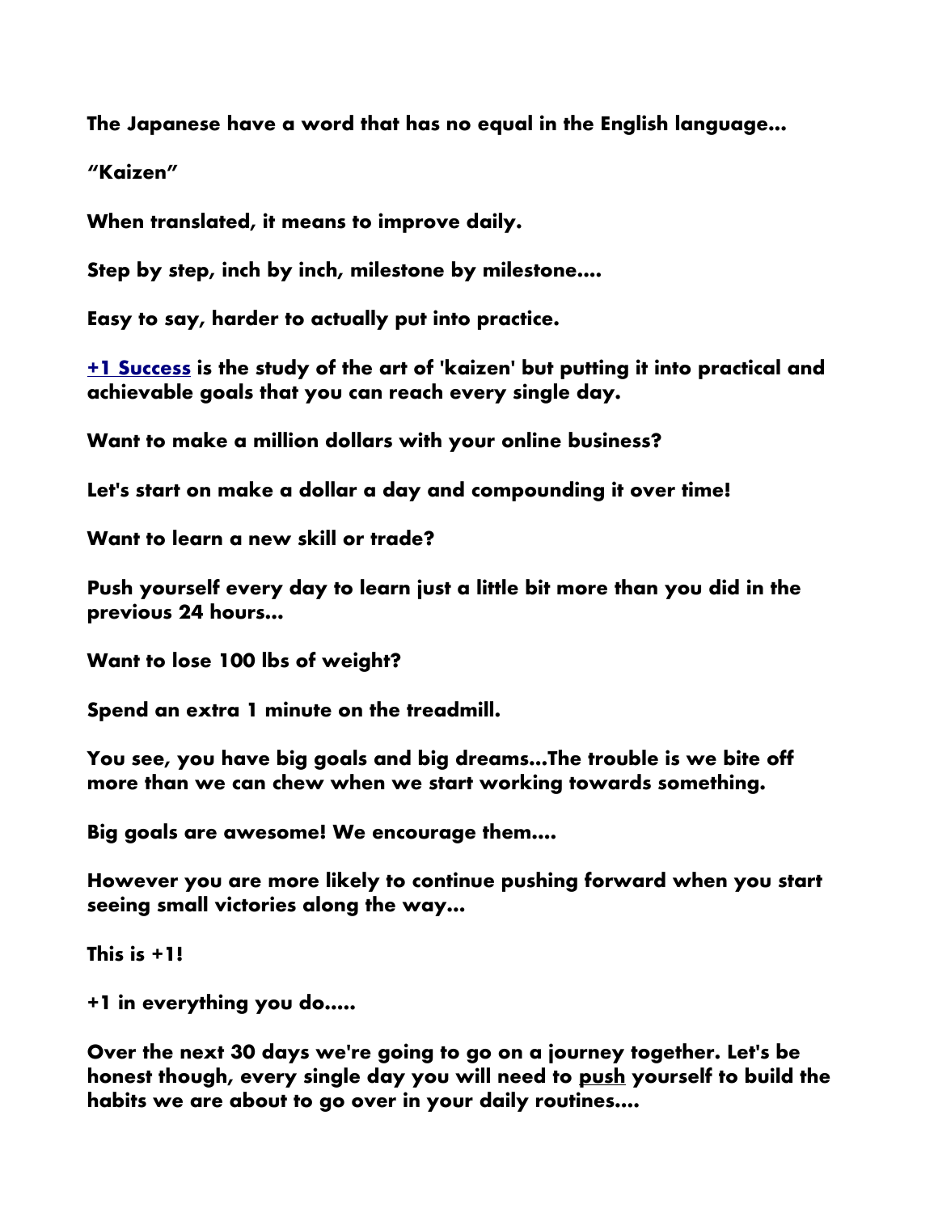**The Japanese have a word that has no equal in the English language...**

**"Kaizen"**

**When translated, it means to improve daily.**

**Step by step, inch by inch, milestone by milestone....**

**Easy to say, harder to actually put into practice.**

**+1 Success is the study of the art of 'kaizen' but putting it into practical and achievable goals that you can reach every single day.**

**Want to make a million dollars with your online business?**

**Let's start on make a dollar a day and compounding it over time!**

**Want to learn a new skill or trade?**

**Push yourself every day to learn just a little bit more than you did in the previous 24 hours...**

**Want to lose 100 lbs of weight?**

**Spend an extra 1 minute on the treadmill.**

**You see, you have big goals and big dreams...The trouble is we bite off more than we can chew when we start working towards something.**

**Big goals are awesome! We encourage them....**

**However you are more likely to continue pushing forward when you start seeing small victories along the way...**

**This is +1!**

**+1 in everything you do.....**

**Over the next 30 days we're going to go on a journey together. Let's be honest though, every single day you will need to push yourself to build the habits we are about to go over in your daily routines....**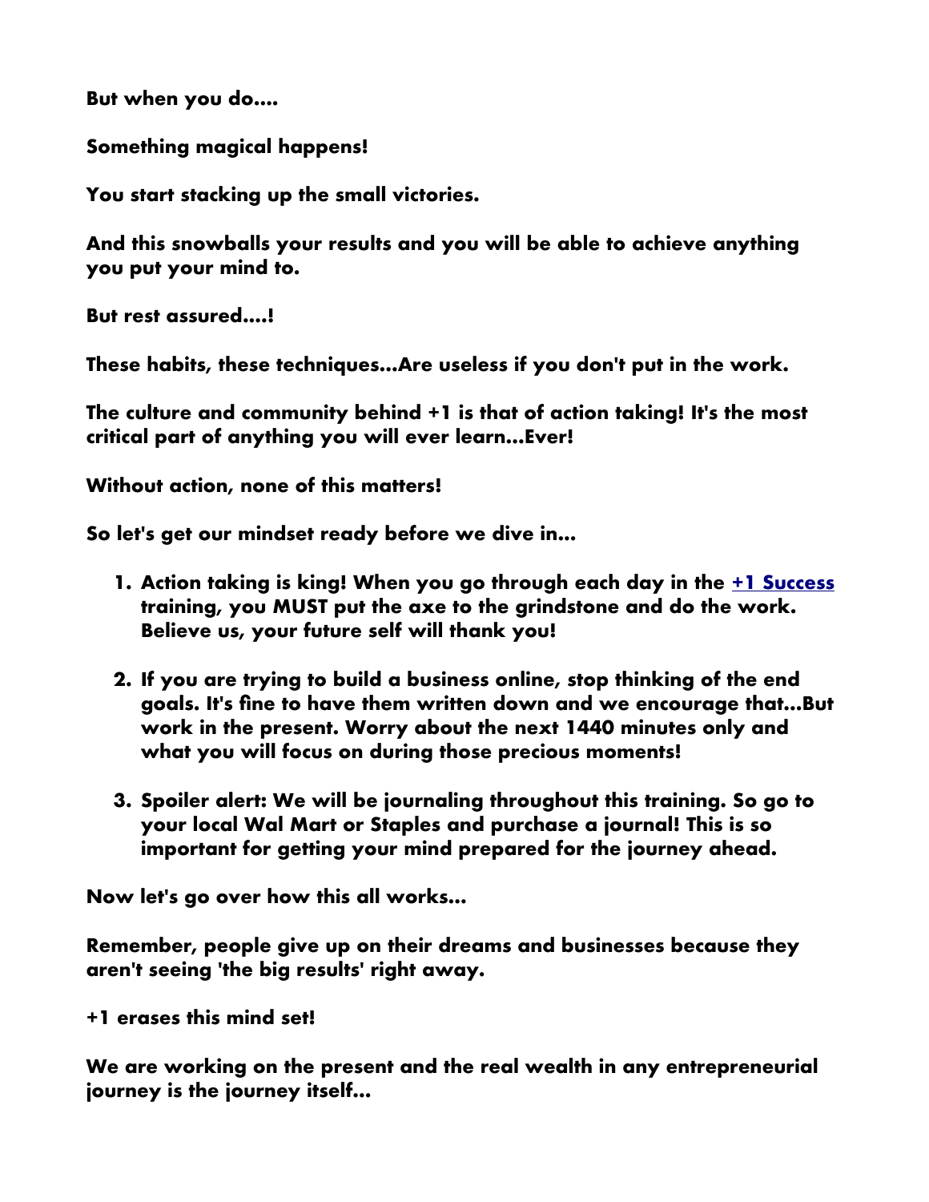**But when you do....**

**Something magical happens!**

**You start stacking up the small victories.**

**And this snowballs your results and you will be able to achieve anything you put your mind to.**

**But rest assured....!**

**These habits, these techniques...Are useless if you don't put in the work.**

**The culture and community behind +1 is that of action taking! It's the most critical part of anything you will ever learn...Ever!**

**Without action, none of this matters!**

**So let's get our mindset ready before we dive in...**

1. **Action taking is king! When you go through each day in the [+1 Success](#) training, you MUST put the axe to the grindstone and do the work. Believe us, your future self will thank you!**

2. **If you are trying to build a business online, stop thinking of the end goals. It's fine to have them written down and we encourage that...But work in the present. Worry about the next 1440 minutes only and what you will focus on during those precious moments!**

3. **Spoiler alert: We will be journaling throughout this training. So go to your local Wal Mart or Staples and purchase a journal! This is so important for getting your mind prepared for the journey ahead.**

**Now let's go over how this all works...**

**Remember, people give up on their dreams and businesses because they aren't seeing 'the big results' right away.**

**+1 erases this mind set!**

**We are working on the present and the real wealth in any entrepreneurial journey is the journey itself...**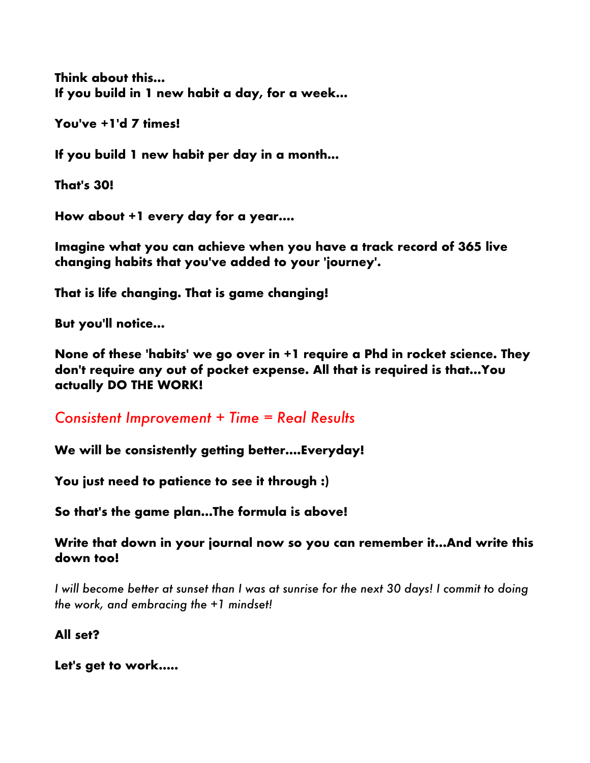**Think about this...**
**If you build in 1 new habit a day, for a week...**

**You've +1'd 7 times!**

**If you build 1 new habit per day in a month...**

**That's 30!**

**How about +1 every day for a year....**

**Imagine what you can achieve when you have a track record of 365 live changing habits that you've added to your 'journey'.**

**That is life changing. That is game changing!**

**But you'll notice...**

**None of these 'habits' we go over in +1 require a Phd in rocket science. They don't require any out of pocket expense. All that is required is that...You actually DO THE WORK!**

*Consistent Improvement + Time = Real Results*

**We will be consistently getting better....Everyday!**

**You just need to patience to see it through :)**

**So that's the game plan...The formula is above!**

**Write that down in your journal now so you can remember it...And write this down too!**

*I will become better at sunset than I was at sunrise for the next 30 days! I commit to doing the work, and embracing the +1 mindset!*

**All set?**

**Let's get to work.....**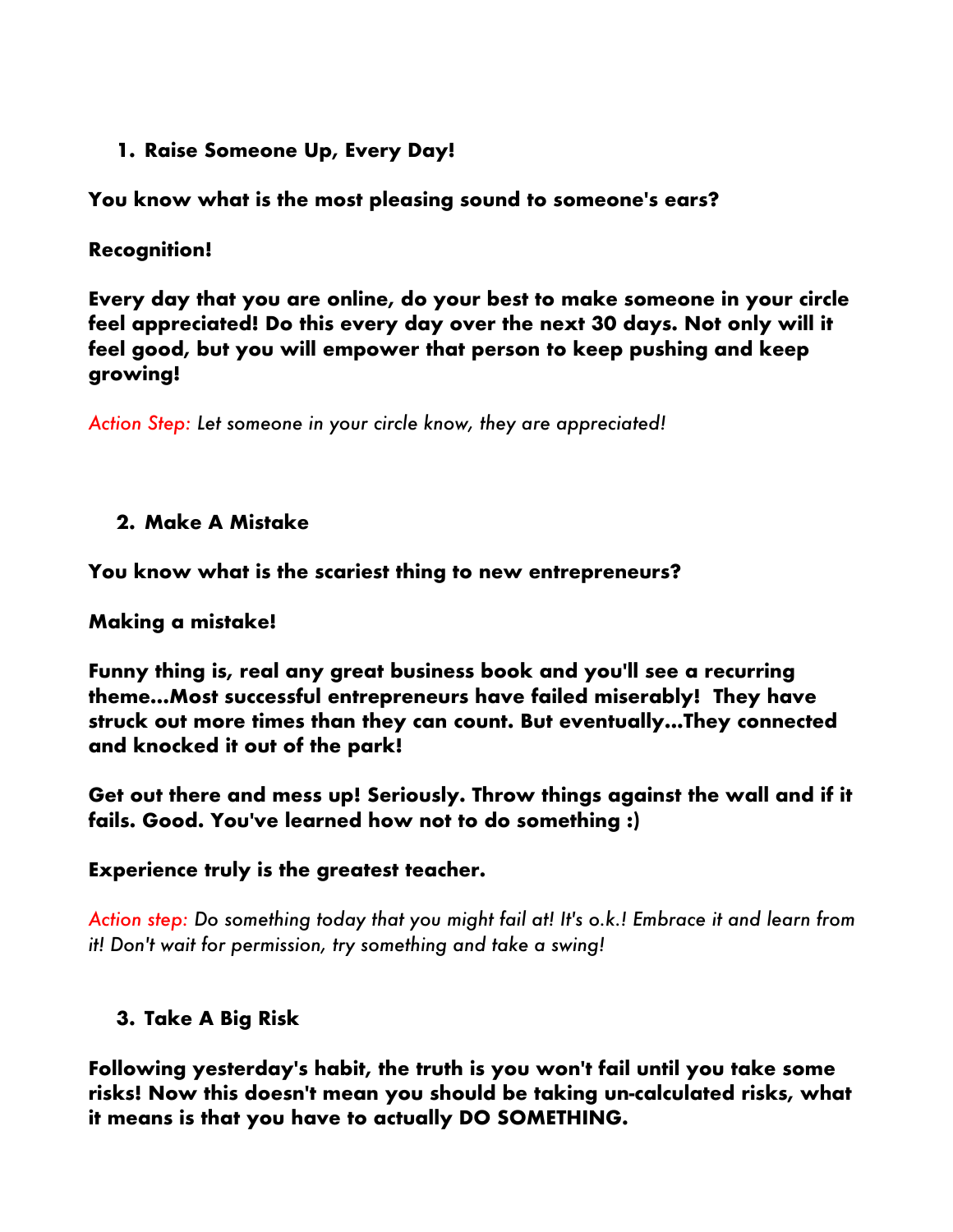1. **Raise Someone Up, Every Day!**

**You know what is the most pleasing sound to someone's ears?**

**Recognition!**

**Every day that you are online, do your best to make someone in your circle feel appreciated! Do this every day over the next 30 days. Not only will it feel good, but you will empower that person to keep pushing and keep growing!**

*Action Step: Let someone in your circle know, they are appreciated!*

2. **Make A Mistake**

**You know what is the scariest thing to new entrepreneurs?**

**Making a mistake!**

**Funny thing is, real any great business book and you'll see a recurring theme...Most successful entrepreneurs have failed miserably! They have struck out more times than they can count. But eventually...They connected and knocked it out of the park!**

**Get out there and mess up! Seriously. Throw things against the wall and if it fails. Good. You've learned how not to do something :)**

**Experience truly is the greatest teacher.**

*Action step: Do something today that you might fail at! It's o.k.! Embrace it and learn from it! Don't wait for permission, try something and take a swing!*

3. **Take A Big Risk**

**Following yesterday's habit, the truth is you won't fail until you take some risks! Now this doesn't mean you should be taking un-calculated risks, what it means is that you have to actually DO SOMETHING.**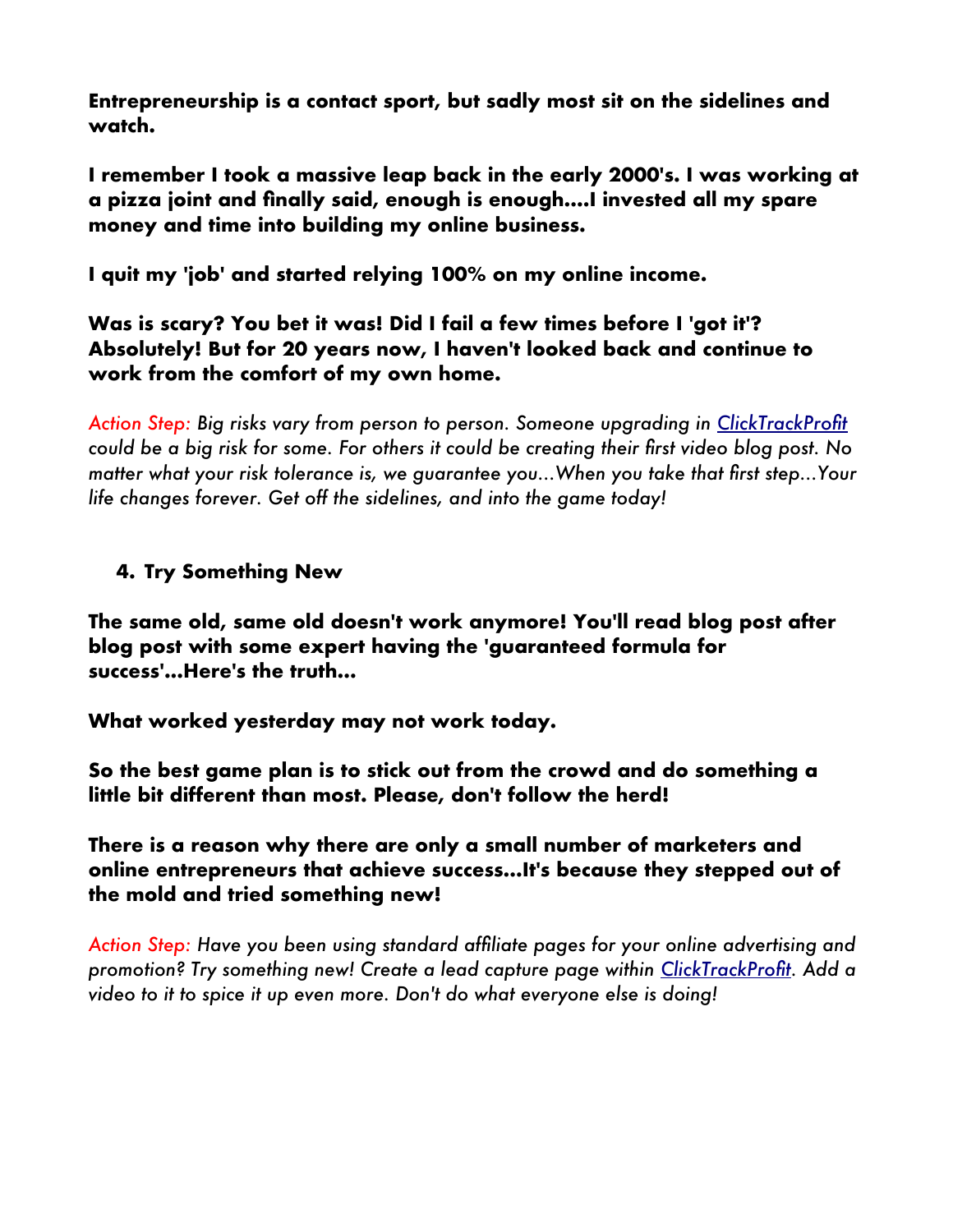**Entrepreneurship is a contact sport, but sadly most sit on the sidelines and watch.**

**I remember I took a massive leap back in the early 2000's. I was working at a pizza joint and finally said, enough is enough....I invested all my spare money and time into building my online business.**

**I quit my 'job' and started relying 100% on my online income.**

**Was is scary? You bet it was! Did I fail a few times before I 'got it'? Absolutely! But for 20 years now, I haven't looked back and continue to work from the comfort of my own home.**

*Action Step: Big risks vary from person to person. Someone upgrading in ClickTrackProfit could be a big risk for some. For others it could be creating their first video blog post. No matter what your risk tolerance is, we guarantee you...When you take that first step...Your life changes forever. Get off the sidelines, and into the game today!*

4. **Try Something New**

**The same old, same old doesn't work anymore! You'll read blog post after blog post with some expert having the 'guaranteed formula for success'...Here's the truth...**

**What worked yesterday may not work today.**

**So the best game plan is to stick out from the crowd and do something a little bit different than most. Please, don't follow the herd!**

**There is a reason why there are only a small number of marketers and online entrepreneurs that achieve success...It's because they stepped out of the mold and tried something new!**

*Action Step: Have you been using standard affiliate pages for your online advertising and promotion? Try something new! Create a lead capture page within ClickTrackProfit. Add a video to it to spice it up even more. Don't do what everyone else is doing!*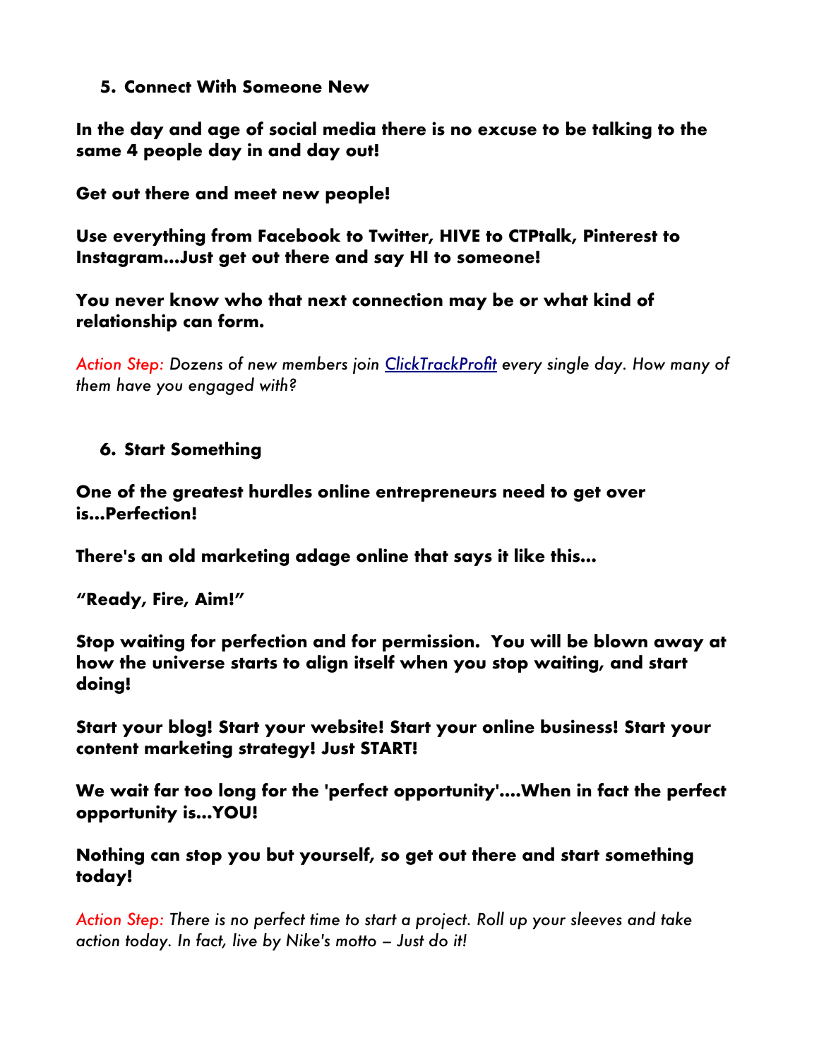5. **Connect With Someone New**

**In the day and age of social media there is no excuse to be talking to the same 4 people day in and day out!**

**Get out there and meet new people!**

**Use everything from Facebook to Twitter, HIVE to CTPtalk, Pinterest to Instagram...Just get out there and say HI to someone!**

**You never know who that next connection may be or what kind of relationship can form.**

*Action Step: Dozens of new members join ClickTrackProfit every single day. How many of them have you engaged with?*

6. **Start Something**

**One of the greatest hurdles online entrepreneurs need to get over is...Perfection!**

**There's an old marketing adage online that says it like this...**

**"Ready, Fire, Aim!"**

**Stop waiting for perfection and for permission. You will be blown away at how the universe starts to align itself when you stop waiting, and start doing!**

**Start your blog! Start your website! Start your online business! Start your content marketing strategy! Just START!**

**We wait far too long for the 'perfect opportunity'....When in fact the perfect opportunity is...YOU!**

**Nothing can stop you but yourself, so get out there and start something today!**

*Action Step: There is no perfect time to start a project. Roll up your sleeves and take action today. In fact, live by Nike's motto – Just do it!*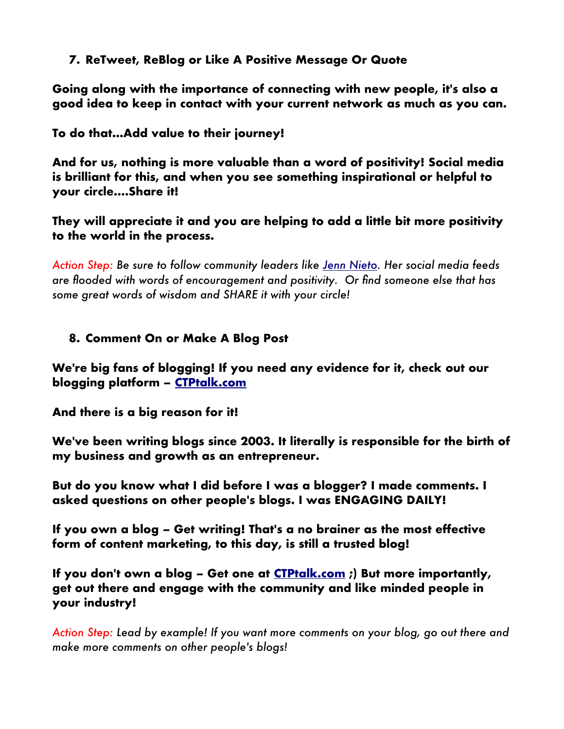### 7. ReTweet, ReBlog or Like A Positive Message Or Quote

**Going along with the importance of connecting with new people, it's also a good idea to keep in contact with your current network as much as you can.**

**To do that...Add value to their journey!**

**And for us, nothing is more valuable than a word of positivity! Social media is brilliant for this, and when you see something inspirational or helpful to your circle....Share it!**

**They will appreciate it and you are helping to add a little bit more positivity to the world in the process.**

*Action Step: Be sure to follow community leaders like Jenn Nieto. Her social media feeds are flooded with words of encouragement and positivity. Or find someone else that has some great words of wisdom and SHARE it with your circle!*

### 8. Comment On or Make A Blog Post

**We're big fans of blogging! If you need any evidence for it, check out our blogging platform – CTPtalk.com**

**And there is a big reason for it!**

**We've been writing blogs since 2003. It literally is responsible for the birth of my business and growth as an entrepreneur.**

**But do you know what I did before I was a blogger? I made comments. I asked questions on other people's blogs. I was ENGAGING DAILY!**

**If you own a blog – Get writing! That's a no brainer as the most effective form of content marketing, to this day, is still a trusted blog!**

**If you don't own a blog – Get one at CTPtalk.com ;) But more importantly, get out there and engage with the community and like minded people in your industry!**

*Action Step: Lead by example! If you want more comments on your blog, go out there and make more comments on other people's blogs!*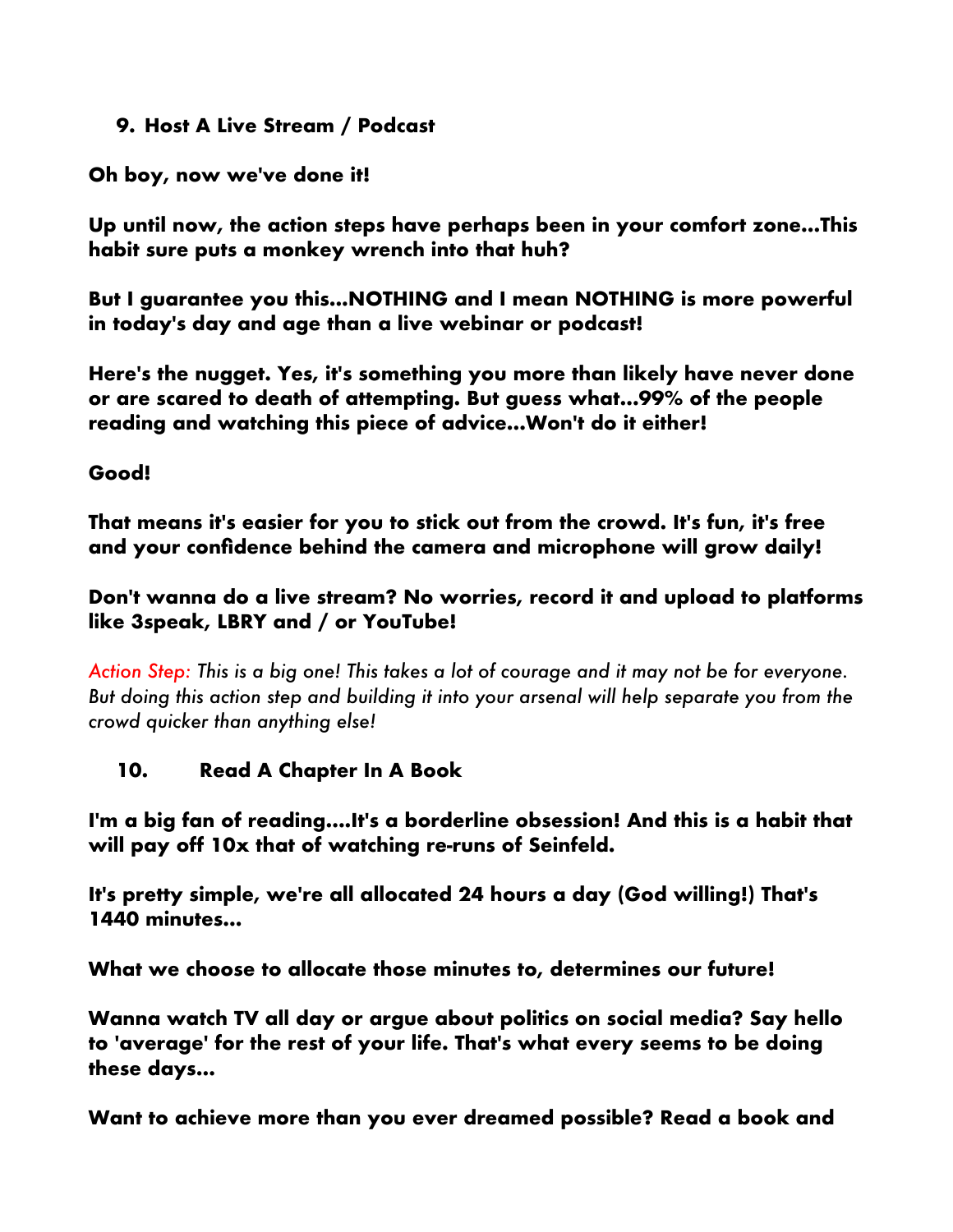### 9. Host A Live Stream / Podcast

**Oh boy, now we've done it!**

**Up until now, the action steps have perhaps been in your comfort zone...This habit sure puts a monkey wrench into that huh?**

**But I guarantee you this...NOTHING and I mean NOTHING is more powerful in today's day and age than a live webinar or podcast!**

**Here's the nugget. Yes, it's something you more than likely have never done or are scared to death of attempting. But guess what...99% of the people reading and watching this piece of advice...Won't do it either!**

**Good!**

**That means it's easier for you to stick out from the crowd. It's fun, it's free and your confidence behind the camera and microphone will grow daily!**

**Don't wanna do a live stream? No worries, record it and upload to platforms like 3speak, LBRY and / or YouTube!**

*Action Step: This is a big one! This takes a lot of courage and it may not be for everyone. But doing this action step and building it into your arsenal will help separate you from the crowd quicker than anything else!*

### 10. Read A Chapter In A Book

**I'm a big fan of reading....It's a borderline obsession! And this is a habit that will pay off 10x that of watching re-runs of Seinfeld.**

**It's pretty simple, we're all allocated 24 hours a day (God willing!) That's 1440 minutes...**

**What we choose to allocate those minutes to, determines our future!**

**Wanna watch TV all day or argue about politics on social media? Say hello to 'average' for the rest of your life. That's what every seems to be doing these days...**

**Want to achieve more than you ever dreamed possible? Read a book and**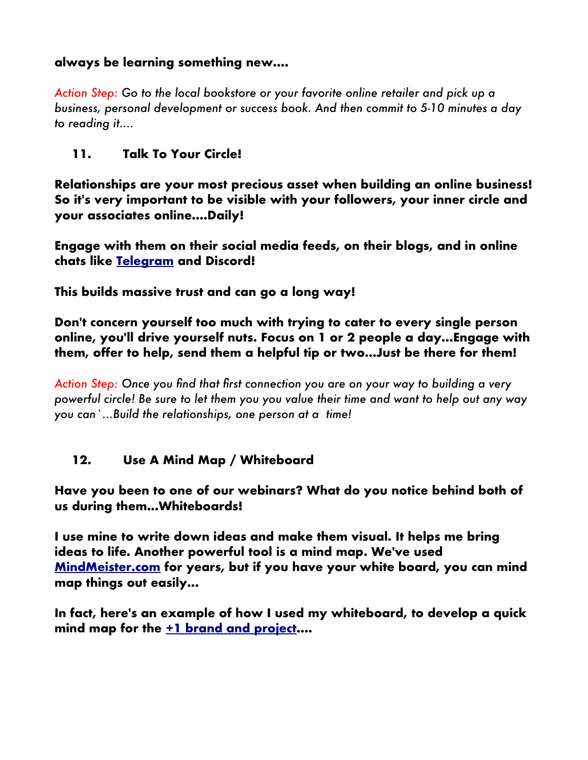**always be learning something new....**

*Action Step: Go to the local bookstore or your favorite online retailer and pick up a business, personal development or success book. And then commit to 5-10 minutes a day to reading it....*

## 11. Talk To Your Circle!

**Relationships are your most precious asset when building an online business! So it's very important to be visible with your followers, your inner circle and your associates online....Daily!**

**Engage with them on their social media feeds, on their blogs, and in online chats like Telegram and Discord!**

**This builds massive trust and can go a long way!**

**Don't concern yourself too much with trying to cater to every single person online, you'll drive yourself nuts. Focus on 1 or 2 people a day...Engage with them, offer to help, send them a helpful tip or two...Just be there for them!**

*Action Step: Once you find that first connection you are on your way to building a very powerful circle! Be sure to let them you you value their time and want to help out any way you can`...Build the relationships, one person at a time!*

## 12. Use A Mind Map / Whiteboard

**Have you been to one of our webinars? What do you notice behind both of us during them...Whiteboards!**

**I use mine to write down ideas and make them visual. It helps me bring ideas to life. Another powerful tool is a mind map. We've used MindMeister.com for years, but if you have your white board, you can mind map things out easily...**

**In fact, here's an example of how I used my whiteboard, to develop a quick mind map for the +1 brand and project....**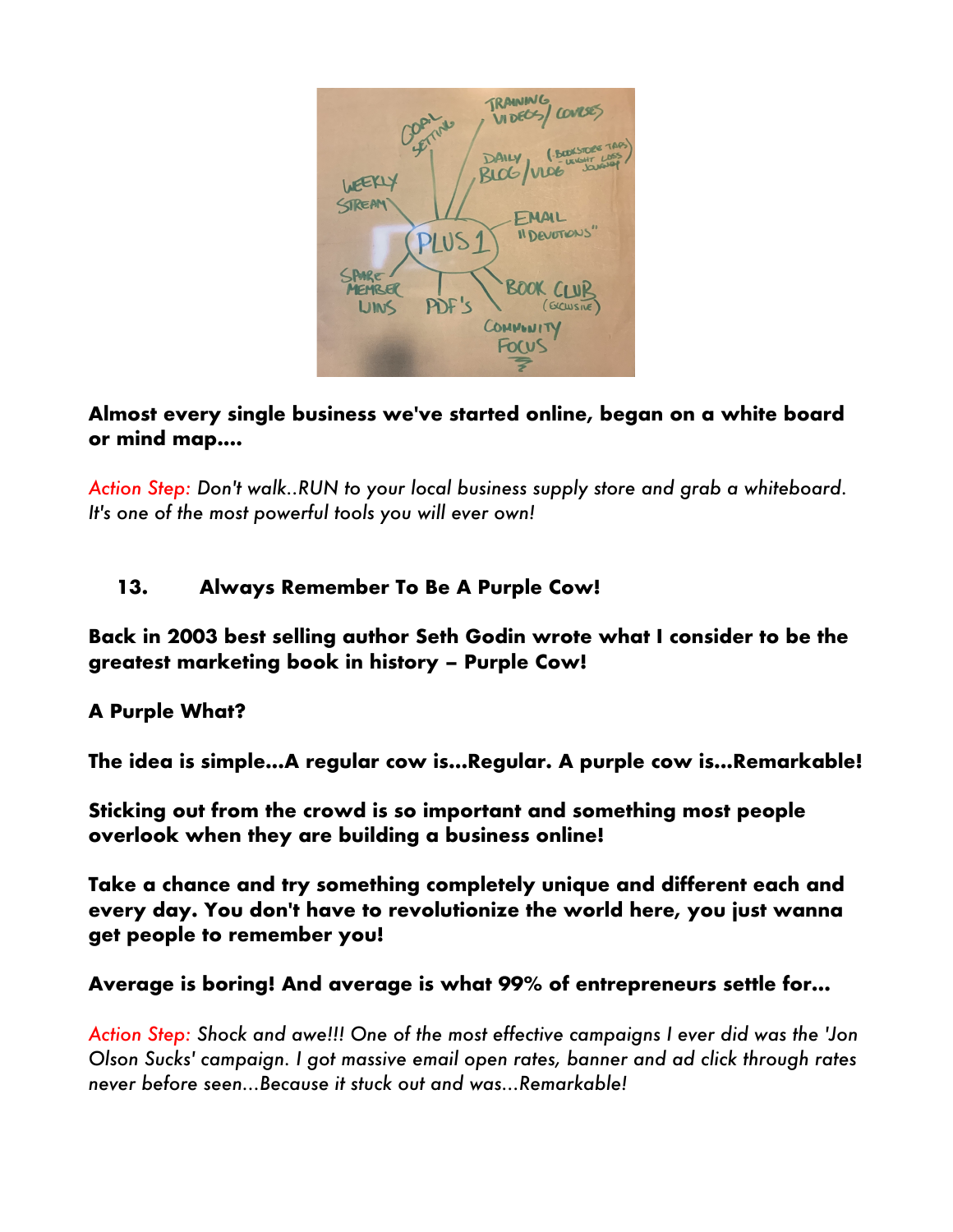**Almost every single business we've started online, began on a white board or mind map....**

*Action Step: Don't walk..RUN to your local business supply store and grab a whiteboard. It's one of the most powerful tools you will ever own!*

## 13. Always Remember To Be A Purple Cow!

**Back in 2003 best selling author Seth Godin wrote what I consider to be the greatest marketing book in history – Purple Cow!**

**A Purple What?**

**The idea is simple…A regular cow is…Regular. A purple cow is…Remarkable!**

**Sticking out from the crowd is so important and something most people overlook when they are building a business online!**

**Take a chance and try something completely unique and different each and every day. You don't have to revolutionize the world here, you just wanna get people to remember you!**

**Average is boring! And average is what 99% of entrepreneurs settle for…**

*Action Step: Shock and awe!!! One of the most effective campaigns I ever did was the 'Jon Olson Sucks' campaign. I got massive email open rates, banner and ad click through rates never before seen…Because it stuck out and was…Remarkable!*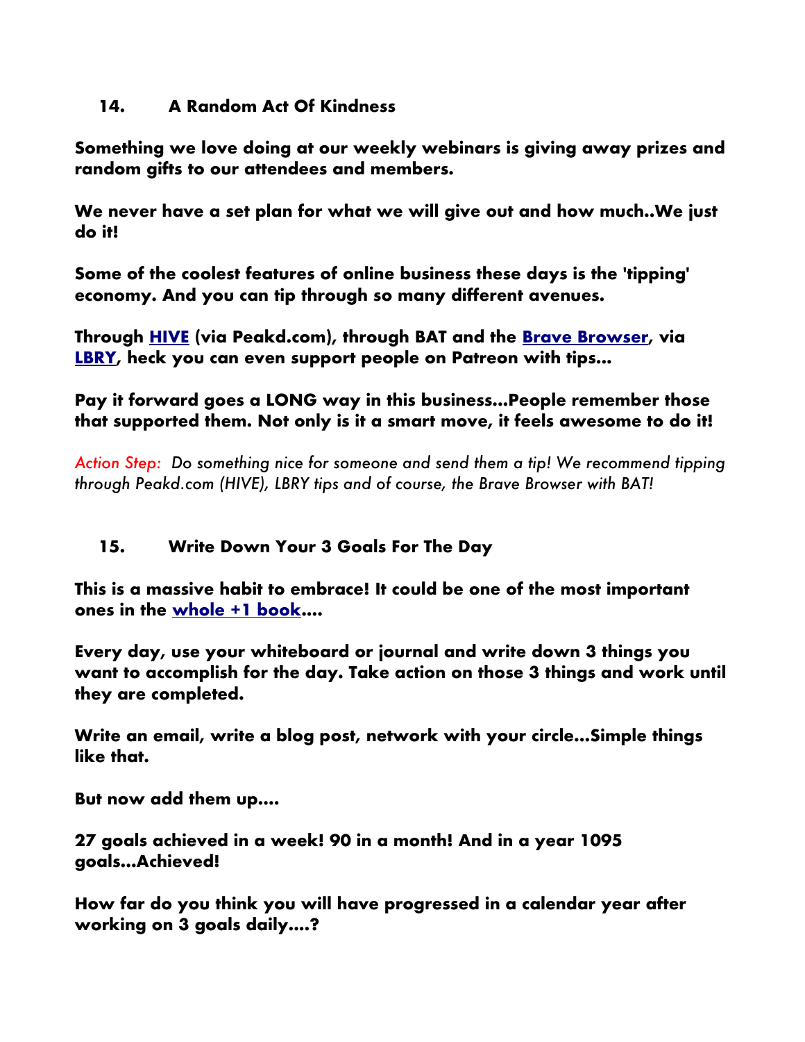### 14. A Random Act Of Kindness

**Something we love doing at our weekly webinars is giving away prizes and random gifts to our attendees and members.**

**We never have a set plan for what we will give out and how much..We just do it!**

**Some of the coolest features of online business these days is the 'tipping' economy. And you can tip through so many different avenues.**

**Through HIVE (via Peakd.com), through BAT and the Brave Browser, via LBRY, heck you can even support people on Patreon with tips...**

**Pay it forward goes a LONG way in this business...People remember those that supported them. Not only is it a smart move, it feels awesome to do it!**

*Action Step: Do something nice for someone and send them a tip! We recommend tipping through Peakd.com (HIVE), LBRY tips and of course, the Brave Browser with BAT!*

### 15. Write Down Your 3 Goals For The Day

**This is a massive habit to embrace! It could be one of the most important ones in the whole +1 book....**

**Every day, use your whiteboard or journal and write down 3 things you want to accomplish for the day. Take action on those 3 things and work until they are completed.**

**Write an email, write a blog post, network with your circle...Simple things like that.**

**But now add them up....**

**27 goals achieved in a week! 90 in a month! And in a year 1095 goals...Achieved!**

**How far do you think you will have progressed in a calendar year after working on 3 goals daily....?**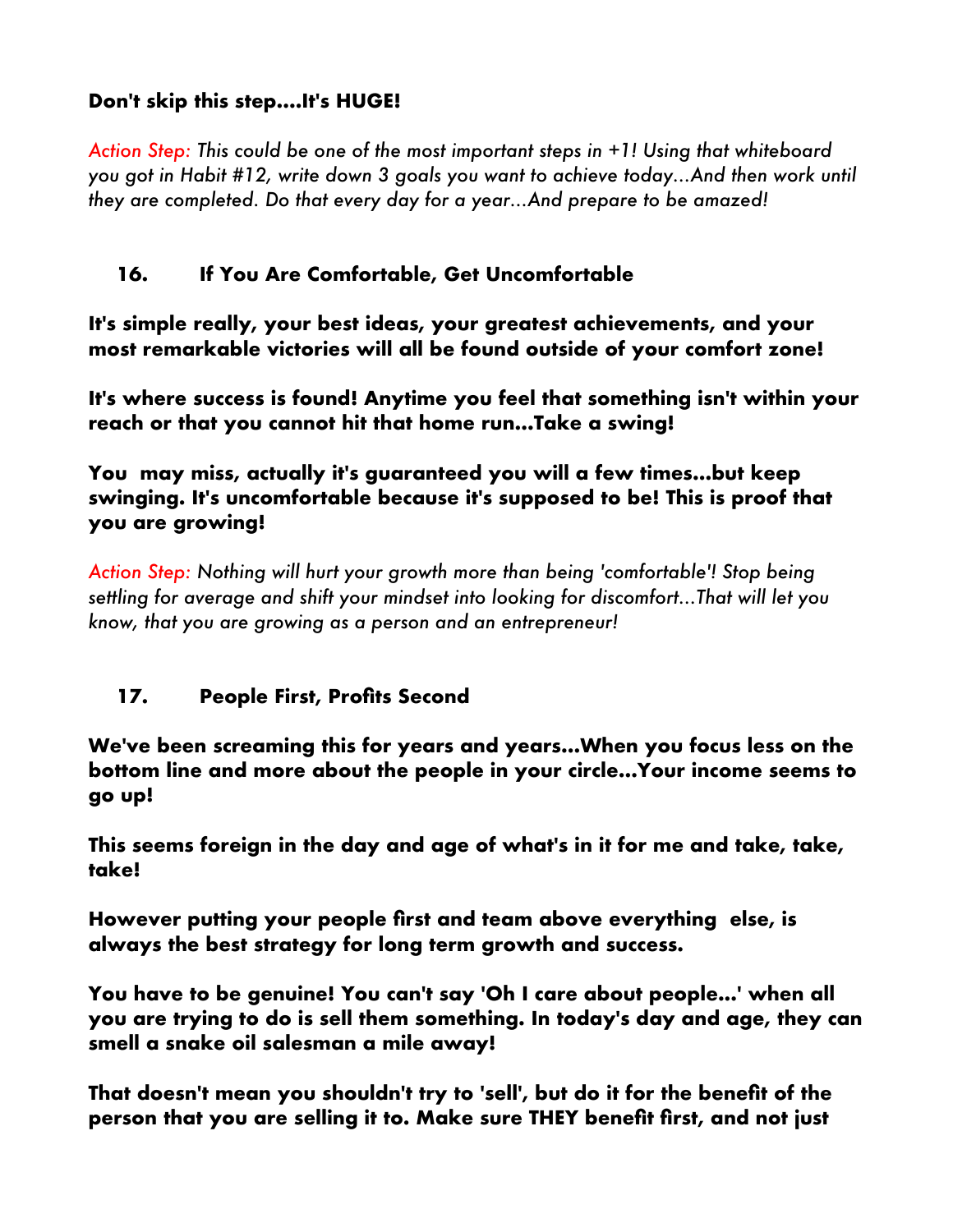**Don't skip this step....It's HUGE!**

*Action Step: This could be one of the most important steps in +1! Using that whiteboard you got in Habit #12, write down 3 goals you want to achieve today...And then work until they are completed. Do that every day for a year...And prepare to be amazed!*

### 16. If You Are Comfortable, Get Uncomfortable

**It's simple really, your best ideas, your greatest achievements, and your most remarkable victories will all be found outside of your comfort zone!**

**It's where success is found! Anytime you feel that something isn't within your reach or that you cannot hit that home run...Take a swing!**

**You may miss, actually it's guaranteed you will a few times...but keep swinging. It's uncomfortable because it's supposed to be! This is proof that you are growing!**

*Action Step: Nothing will hurt your growth more than being 'comfortable'! Stop being settling for average and shift your mindset into looking for discomfort...That will let you know, that you are growing as a person and an entrepreneur!*

### 17. People First, Profits Second

**We've been screaming this for years and years...When you focus less on the bottom line and more about the people in your circle...Your income seems to go up!**

**This seems foreign in the day and age of what's in it for me and take, take, take!**

**However putting your people first and team above everything else, is always the best strategy for long term growth and success.**

**You have to be genuine! You can't say 'Oh I care about people...' when all you are trying to do is sell them something. In today's day and age, they can smell a snake oil salesman a mile away!**

**That doesn't mean you shouldn't try to 'sell', but do it for the benefit of the person that you are selling it to. Make sure THEY benefit first, and not just**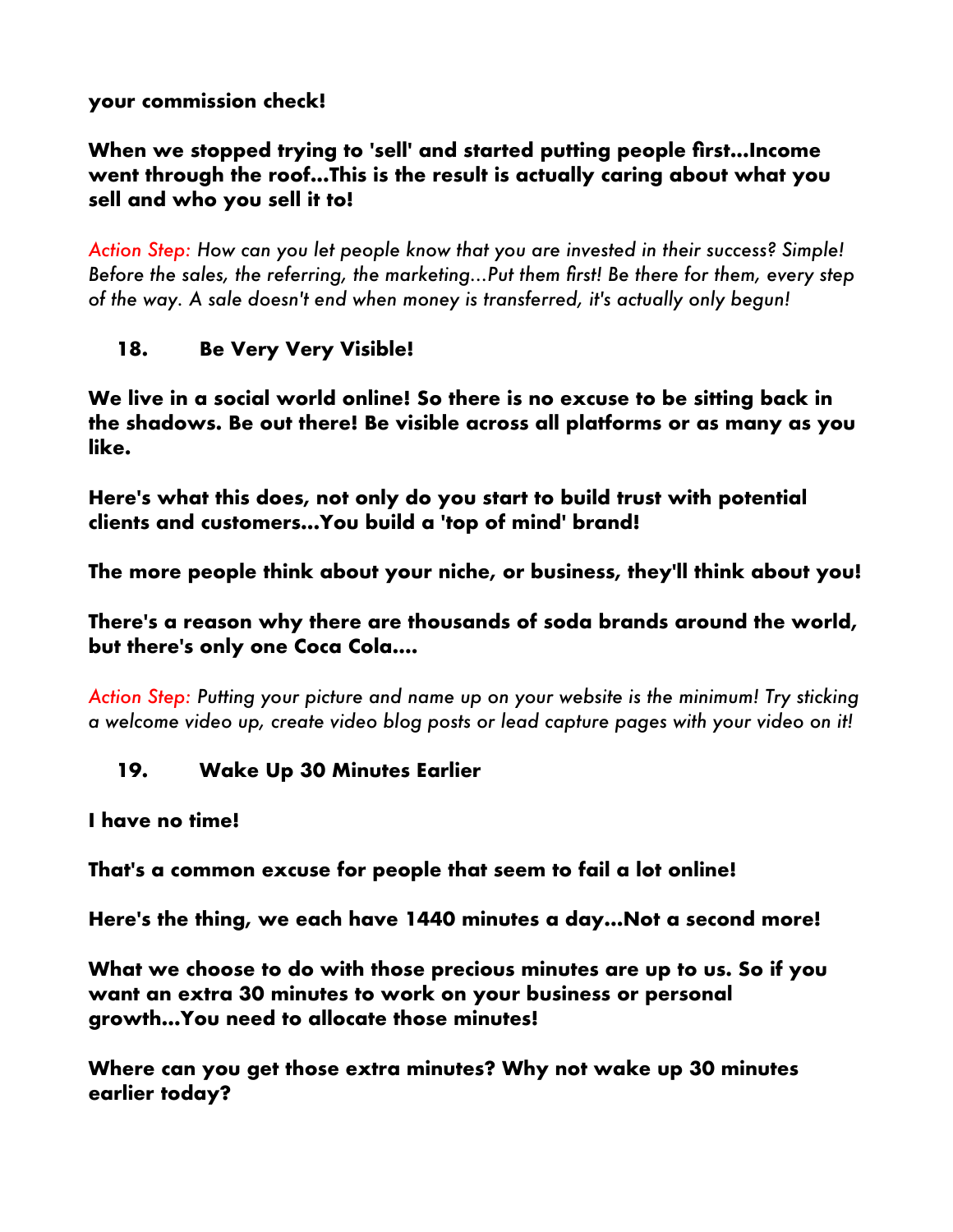**your commission check!**

**When we stopped trying to 'sell' and started putting people first...Income went through the roof...This is the result is actually caring about what you sell and who you sell it to!**

*Action Step: How can you let people know that you are invested in their success? Simple! Before the sales, the referring, the marketing...Put them first! Be there for them, every step of the way. A sale doesn't end when money is transferred, it's actually only begun!*

### 18. Be Very Very Visible!

**We live in a social world online! So there is no excuse to be sitting back in the shadows. Be out there! Be visible across all platforms or as many as you like.**

**Here's what this does, not only do you start to build trust with potential clients and customers...You build a 'top of mind' brand!**

**The more people think about your niche, or business, they'll think about you!**

**There's a reason why there are thousands of soda brands around the world, but there's only one Coca Cola....**

*Action Step: Putting your picture and name up on your website is the minimum! Try sticking a welcome video up, create video blog posts or lead capture pages with your video on it!*

### 19. Wake Up 30 Minutes Earlier

**I have no time!**

**That's a common excuse for people that seem to fail a lot online!**

**Here's the thing, we each have 1440 minutes a day...Not a second more!**

**What we choose to do with those precious minutes are up to us. So if you want an extra 30 minutes to work on your business or personal growth...You need to allocate those minutes!**

**Where can you get those extra minutes? Why not wake up 30 minutes earlier today?**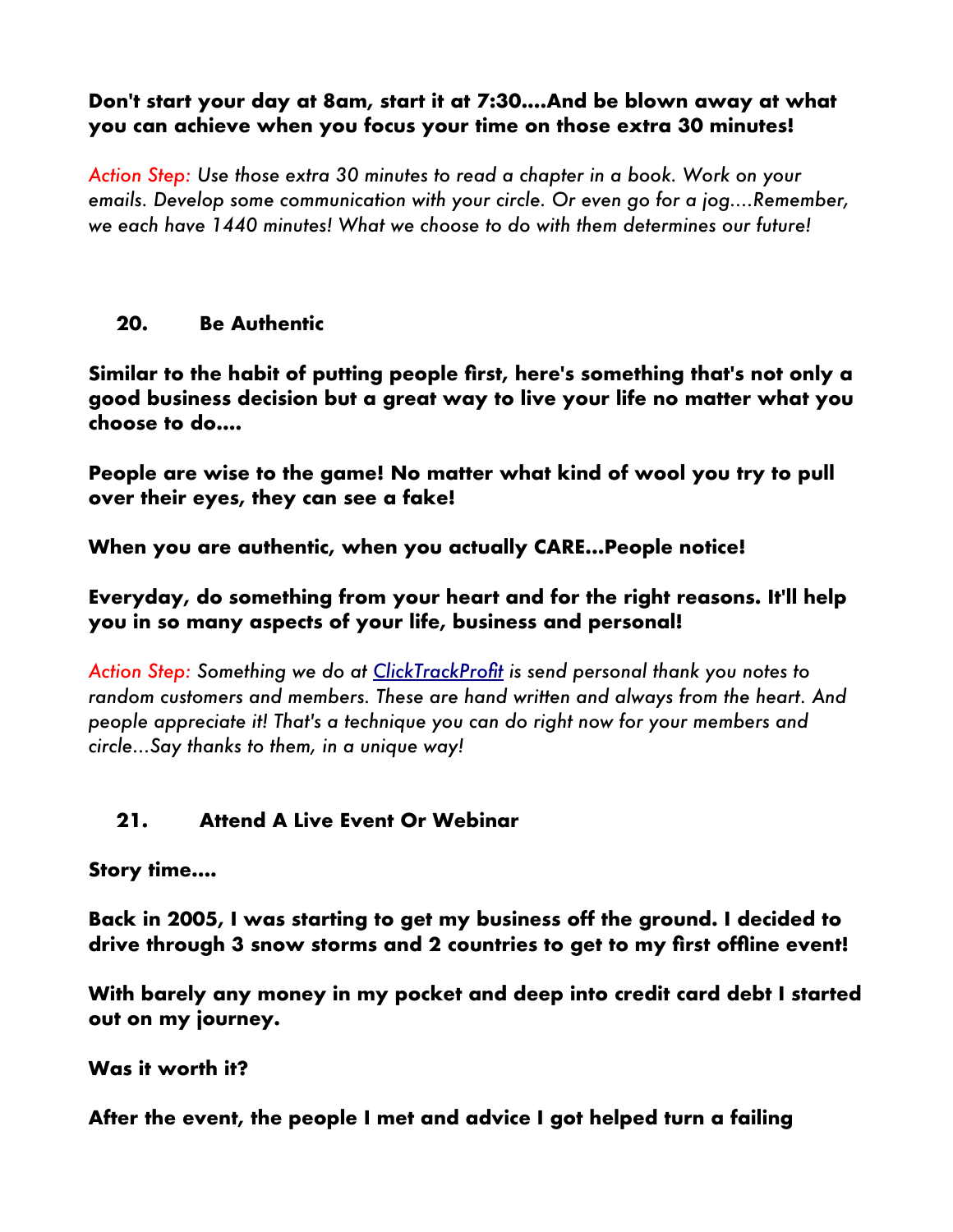**Don't start your day at 8am, start it at 7:30....And be blown away at what you can achieve when you focus your time on those extra 30 minutes!**

*Action Step: Use those extra 30 minutes to read a chapter in a book. Work on your emails. Develop some communication with your circle. Or even go for a jog....Remember, we each have 1440 minutes! What we choose to do with them determines our future!*

## 20. Be Authentic

**Similar to the habit of putting people first, here's something that's not only a good business decision but a great way to live your life no matter what you choose to do....**

**People are wise to the game! No matter what kind of wool you try to pull over their eyes, they can see a fake!**

**When you are authentic, when you actually CARE...People notice!**

**Everyday, do something from your heart and for the right reasons. It'll help you in so many aspects of your life, business and personal!**

*Action Step: Something we do at ClickTrackProfit is send personal thank you notes to random customers and members. These are hand written and always from the heart. And people appreciate it! That's a technique you can do right now for your members and circle...Say thanks to them, in a unique way!*

## 21. Attend A Live Event Or Webinar

**Story time....**

**Back in 2005, I was starting to get my business off the ground. I decided to drive through 3 snow storms and 2 countries to get to my first offline event!**

**With barely any money in my pocket and deep into credit card debt I started out on my journey.**

**Was it worth it?**

**After the event, the people I met and advice I got helped turn a failing**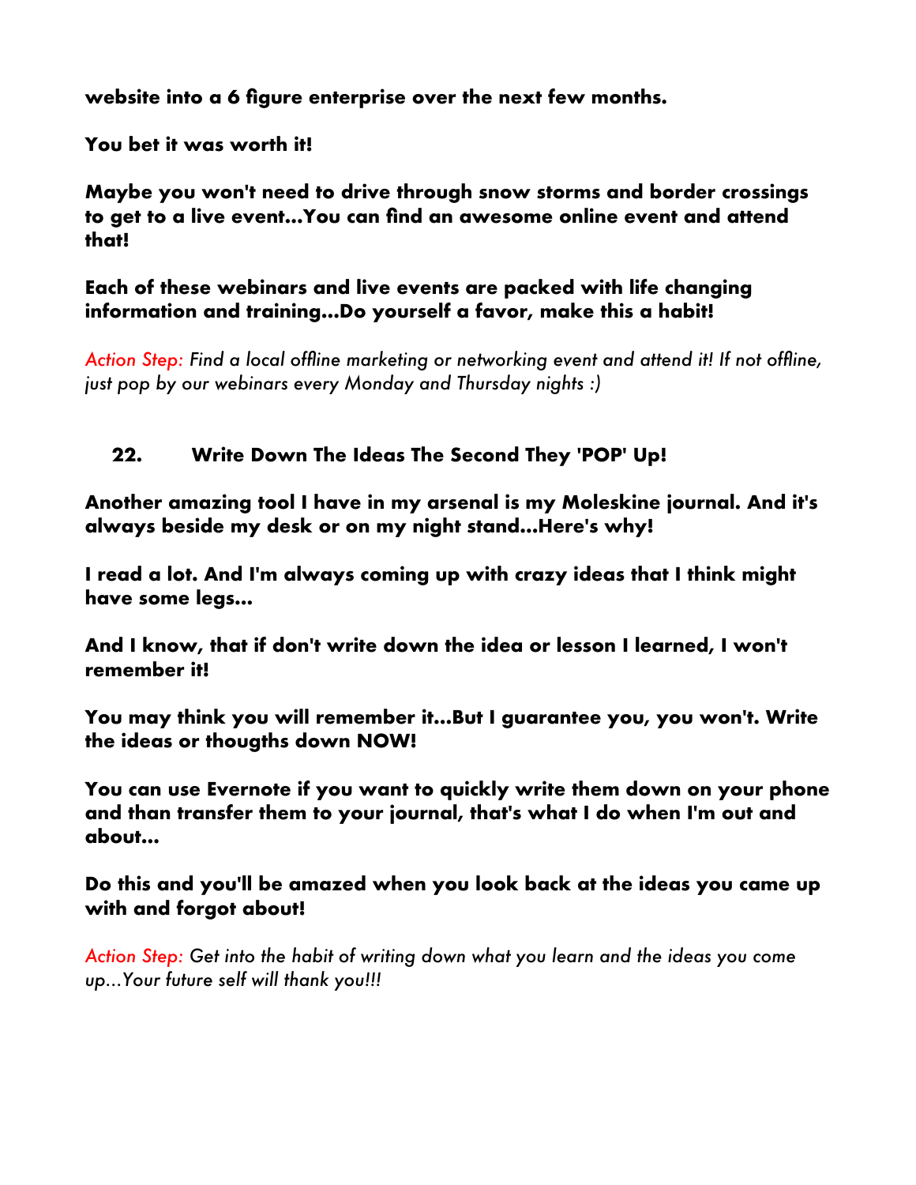**website into a 6 figure enterprise over the next few months.**

**You bet it was worth it!**

**Maybe you won't need to drive through snow storms and border crossings to get to a live event...You can find an awesome online event and attend that!**

**Each of these webinars and live events are packed with life changing information and training...Do yourself a favor, make this a habit!**

*Action Step: Find a local offline marketing or networking event and attend it! If not offline, just pop by our webinars every Monday and Thursday nights :)*

## 22. Write Down The Ideas The Second They 'POP' Up!

**Another amazing tool I have in my arsenal is my Moleskine journal. And it's always beside my desk or on my night stand...Here's why!**

**I read a lot. And I'm always coming up with crazy ideas that I think might have some legs...**

**And I know, that if don't write down the idea or lesson I learned, I won't remember it!**

**You may think you will remember it...But I guarantee you, you won't. Write the ideas or thougths down NOW!**

**You can use Evernote if you want to quickly write them down on your phone and than transfer them to your journal, that's what I do when I'm out and about...**

**Do this and you'll be amazed when you look back at the ideas you came up with and forgot about!**

*Action Step: Get into the habit of writing down what you learn and the ideas you come up...Your future self will thank you!!!*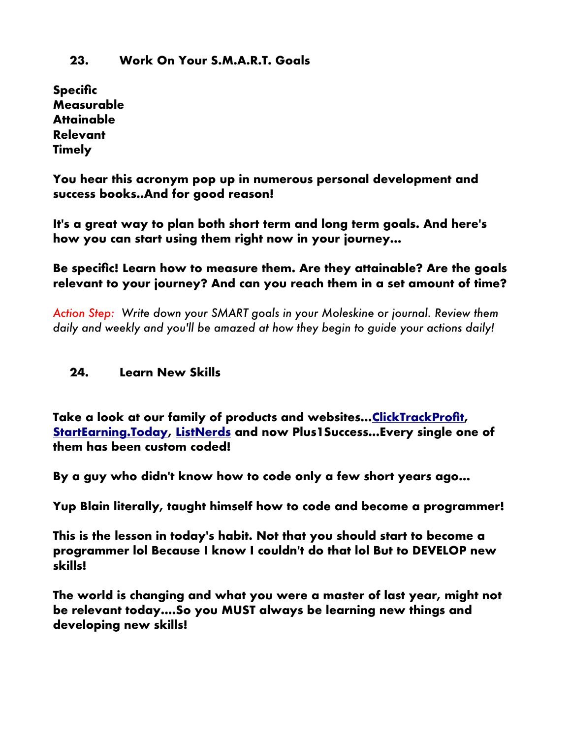## 23. Work On Your S.M.A.R.T. Goals

**Specific**
**Measurable**
**Attainable**
**Relevant**
**Timely**

**You hear this acronym pop up in numerous personal development and success books..And for good reason!**

**It's a great way to plan both short term and long term goals. And here's how you can start using them right now in your journey...**

**Be specific! Learn how to measure them. Are they attainable? Are the goals relevant to your journey? And can you reach them in a set amount of time?**

*Action Step: Write down your SMART goals in your Moleskine or journal. Review them daily and weekly and you'll be amazed at how they begin to guide your actions daily!*

## 24. Learn New Skills

**Take a look at our family of products and websites...ClickTrackProfit, StartEarning.Today, ListNerds and now Plus1Success...Every single one of them has been custom coded!**

**By a guy who didn't know how to code only a few short years ago...**

**Yup Blain literally, taught himself how to code and become a programmer!**

**This is the lesson in today's habit. Not that you should start to become a programmer lol Because I know I couldn't do that lol But to DEVELOP new skills!**

**The world is changing and what you were a master of last year, might not be relevant today....So you MUST always be learning new things and developing new skills!**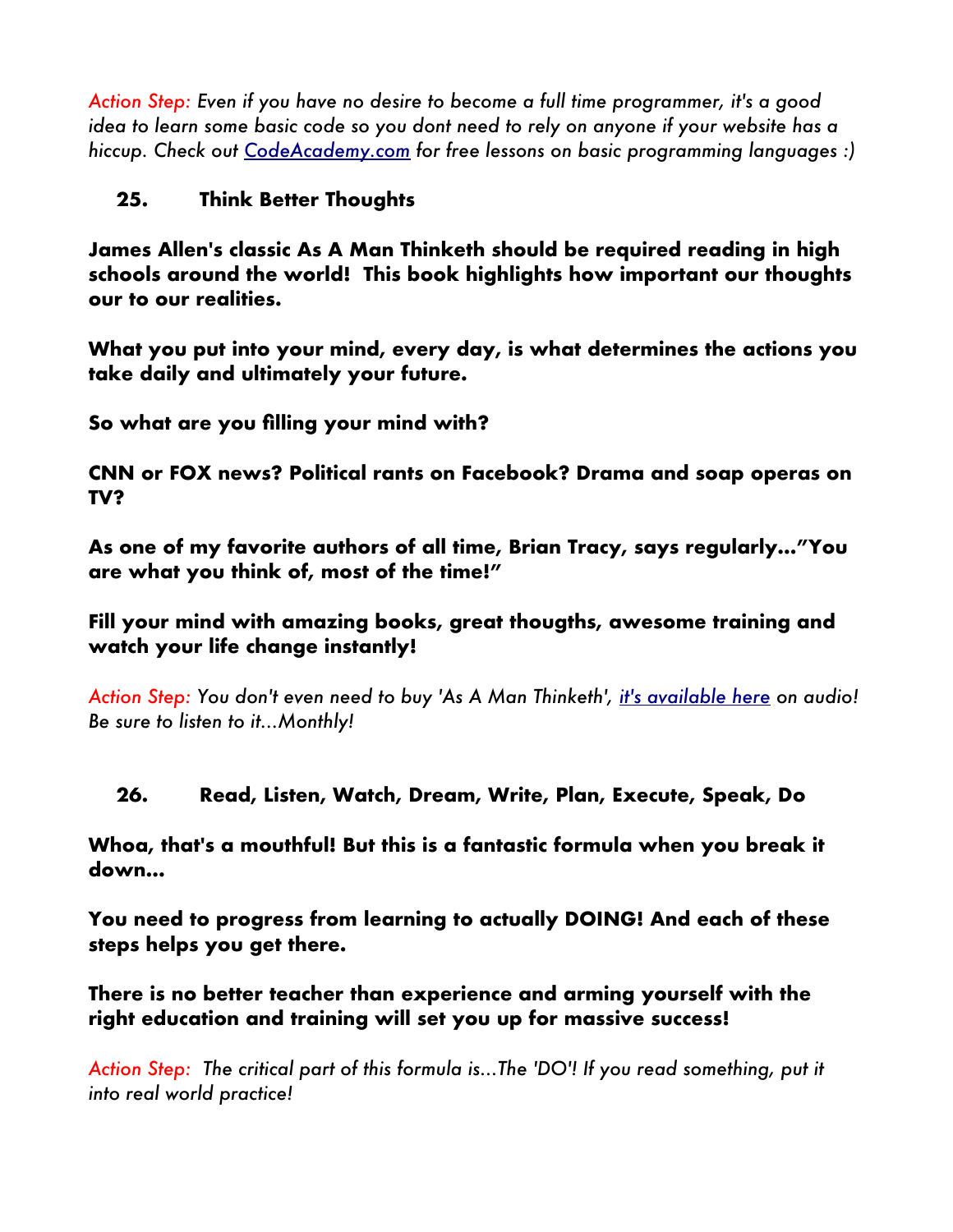*Action Step: Even if you have no desire to become a full time programmer, it's a good idea to learn some basic code so you dont need to rely on anyone if your website has a hiccup. Check out [CodeAcademy.com]() for free lessons on basic programming languages :)*

### 25. Think Better Thoughts

**James Allen's classic As A Man Thinketh should be required reading in high schools around the world! This book highlights how important our thoughts our to our realities.**

**What you put into your mind, every day, is what determines the actions you take daily and ultimately your future.**

**So what are you filling your mind with?**

**CNN or FOX news? Political rants on Facebook? Drama and soap operas on TV?**

**As one of my favorite authors of all time, Brian Tracy, says regularly..."You are what you think of, most of the time!"**

**Fill your mind with amazing books, great thougths, awesome training and watch your life change instantly!**

*Action Step: You don't even need to buy 'As A Man Thinketh', [it's available here]() on audio! Be sure to listen to it...Monthly!*

### 26. Read, Listen, Watch, Dream, Write, Plan, Execute, Speak, Do

**Whoa, that's a mouthful! But this is a fantastic formula when you break it down...**

**You need to progress from learning to actually DOING! And each of these steps helps you get there.**

**There is no better teacher than experience and arming yourself with the right education and training will set you up for massive success!**

*Action Step: The critical part of this formula is...The 'DO'! If you read something, put it into real world practice!*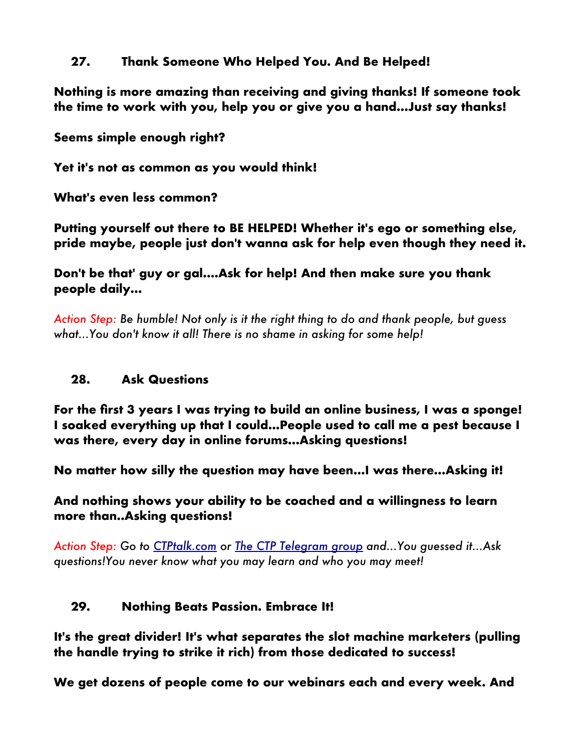### 27. Thank Someone Who Helped You. And Be Helped!

**Nothing is more amazing than receiving and giving thanks! If someone took the time to work with you, help you or give you a hand...Just say thanks!**

**Seems simple enough right?**

**Yet it's not as common as you would think!**

**What's even less common?**

**Putting yourself out there to BE HELPED! Whether it's ego or something else, pride maybe, people just don't wanna ask for help even though they need it.**

**Don't be that' guy or gal....Ask for help! And then make sure you thank people daily...**

*Action Step: Be humble! Not only is it the right thing to do and thank people, but guess what...You don't know it all! There is no shame in asking for some help!*

### 28. Ask Questions

**For the first 3 years I was trying to build an online business, I was a sponge! I soaked everything up that I could...People used to call me a pest because I was there, every day in online forums...Asking questions!**

**No matter how silly the question may have been...I was there...Asking it!**

**And nothing shows your ability to be coached and a willingness to learn more than..Asking questions!**

*Action Step: Go to [CTPtalk.com]() or [The CTP Telegram group]() and...You guessed it...Ask questions!You never know what you may learn and who you may meet!*

### 29. Nothing Beats Passion. Embrace It!

**It's the great divider! It's what separates the slot machine marketers (pulling the handle trying to strike it rich) from those dedicated to success!**

**We get dozens of people come to our webinars each and every week. And**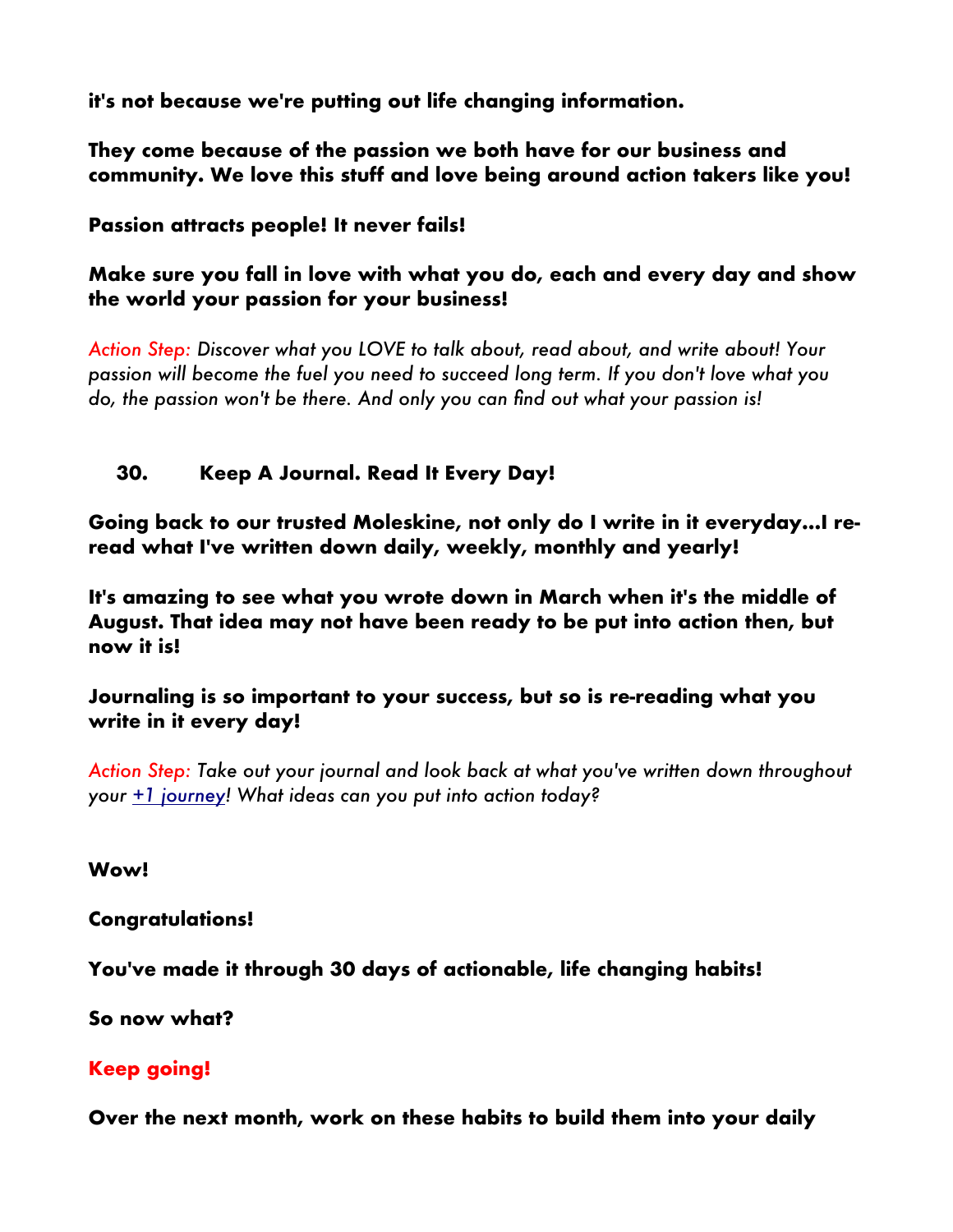**it's not because we're putting out life changing information.**

**They come because of the passion we both have for our business and community. We love this stuff and love being around action takers like you!**

**Passion attracts people! It never fails!**

**Make sure you fall in love with what you do, each and every day and show the world your passion for your business!**

*Action Step: Discover what you LOVE to talk about, read about, and write about! Your passion will become the fuel you need to succeed long term. If you don't love what you do, the passion won't be there. And only you can find out what your passion is!*

## 30. Keep A Journal. Read It Every Day!

**Going back to our trusted Moleskine, not only do I write in it everyday...I re-read what I've written down daily, weekly, monthly and yearly!**

**It's amazing to see what you wrote down in March when it's the middle of August. That idea may not have been ready to be put into action then, but now it is!**

**Journaling is so important to your success, but so is re-reading what you write in it every day!**

*Action Step: Take out your journal and look back at what you've written down throughout your +1 journey! What ideas can you put into action today?*

**Wow!**

**Congratulations!**

**You've made it through 30 days of actionable, life changing habits!**

**So now what?**

**Keep going!**

**Over the next month, work on these habits to build them into your daily**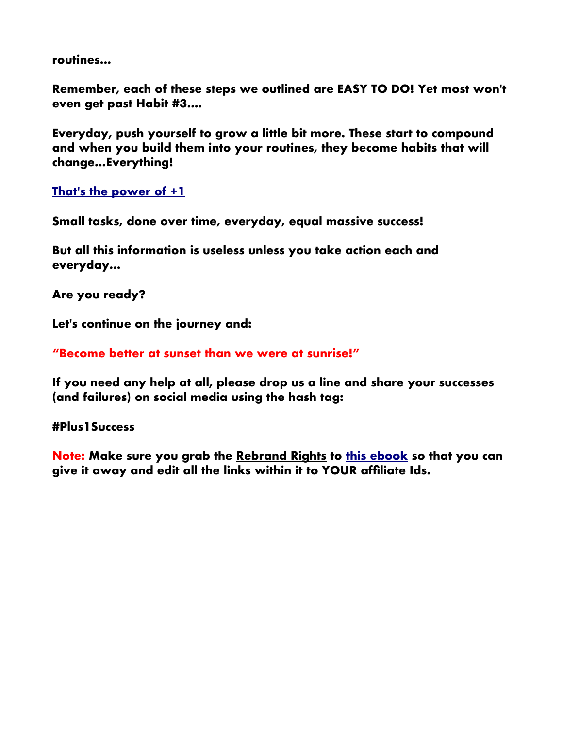**routines...**

**Remember, each of these steps we outlined are EASY TO DO! Yet most won't even get past Habit #3....**

**Everyday, push yourself to grow a little bit more. These start to compound and when you build them into your routines, they become habits that will change...Everything!**

**That's the power of +1**

**Small tasks, done over time, everyday, equal massive success!**

**But all this information is useless unless you take action each and everyday...**

**Are you ready?**

**Let's continue on the journey and:**

**"Become better at sunset than we were at sunrise!"**

**If you need any help at all, please drop us a line and share your successes (and failures) on social media using the hash tag:**

**#Plus1Success**

**Note: Make sure you grab the Rebrand Rights to this ebook so that you can give it away and edit all the links within it to YOUR affiliate Ids.**